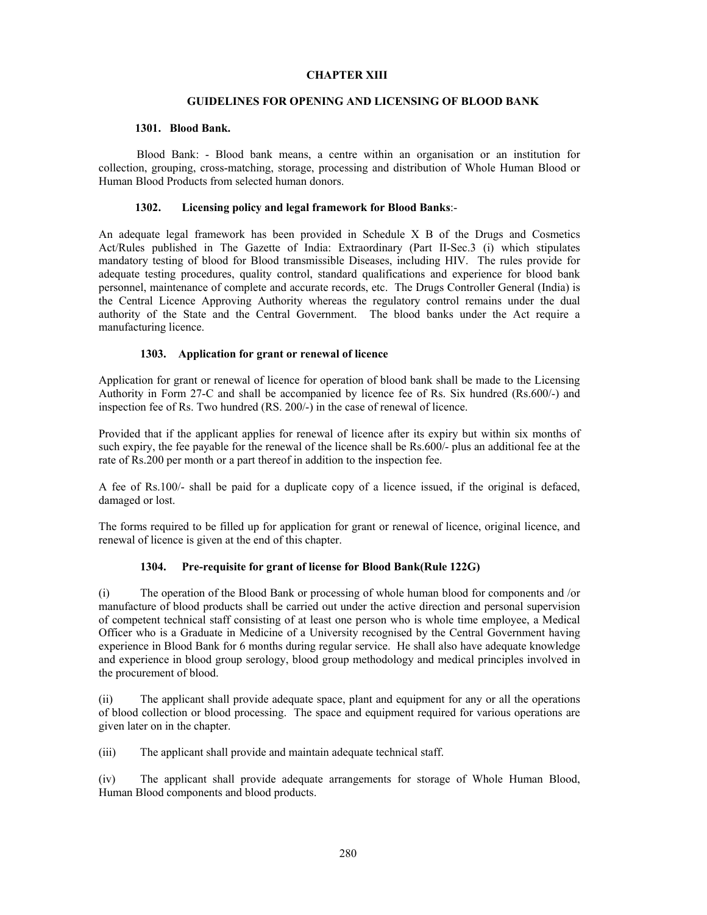# CHAPTER XIII

## GUIDELINES FOR OPENING AND LICENSING OF BLOOD BANK

### 1301. Blood Bank.

Blood Bank: - Blood bank means, a centre within an organisation or an institution for collection, grouping, cross-matching, storage, processing and distribution of Whole Human Blood or Human Blood Products from selected human donors.

### 1302. Licensing policy and legal framework for Blood Banks:-

An adequate legal framework has been provided in Schedule X B of the Drugs and Cosmetics Act/Rules published in The Gazette of India: Extraordinary (Part II-Sec.3 (i) which stipulates mandatory testing of blood for Blood transmissible Diseases, including HIV. The rules provide for adequate testing procedures, quality control, standard qualifications and experience for blood bank personnel, maintenance of complete and accurate records, etc. The Drugs Controller General (India) is the Central Licence Approving Authority whereas the regulatory control remains under the dual authority of the State and the Central Government. The blood banks under the Act require a manufacturing licence.

### 1303. Application for grant or renewal of licence

Application for grant or renewal of licence for operation of blood bank shall be made to the Licensing Authority in Form 27-C and shall be accompanied by licence fee of Rs. Six hundred (Rs.600/-) and inspection fee of Rs. Two hundred (RS. 200/-) in the case of renewal of licence.

Provided that if the applicant applies for renewal of licence after its expiry but within six months of such expiry, the fee payable for the renewal of the licence shall be Rs.600/- plus an additional fee at the rate of Rs.200 per month or a part thereof in addition to the inspection fee.

A fee of Rs.100/- shall be paid for a duplicate copy of a licence issued, if the original is defaced, damaged or lost.

The forms required to be filled up for application for grant or renewal of licence, original licence, and renewal of licence is given at the end of this chapter.

### 1304. Pre-requisite for grant of license for Blood Bank(Rule 122G)

(i) The operation of the Blood Bank or processing of whole human blood for components and /or manufacture of blood products shall be carried out under the active direction and personal supervision of competent technical staff consisting of at least one person who is whole time employee, a Medical Officer who is a Graduate in Medicine of a University recognised by the Central Government having experience in Blood Bank for 6 months during regular service. He shall also have adequate knowledge and experience in blood group serology, blood group methodology and medical principles involved in the procurement of blood.

(ii) The applicant shall provide adequate space, plant and equipment for any or all the operations of blood collection or blood processing. The space and equipment required for various operations are given later on in the chapter.

(iii) The applicant shall provide and maintain adequate technical staff.

(iv) The applicant shall provide adequate arrangements for storage of Whole Human Blood, Human Blood components and blood products.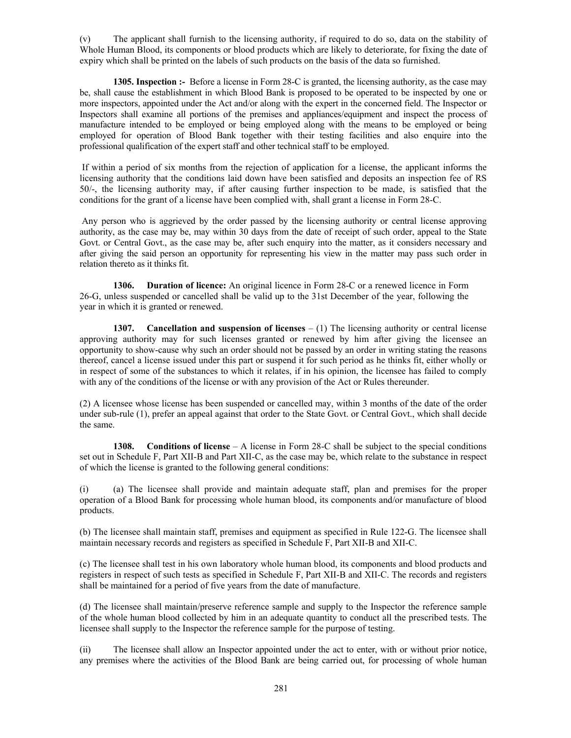(v) The applicant shall furnish to the licensing authority, if required to do so, data on the stability of Whole Human Blood, its components or blood products which are likely to deteriorate, for fixing the date of expiry which shall be printed on the labels of such products on the basis of the data so furnished.

**1305. Inspection :-** Before a license in Form 28-C is granted, the licensing authority, as the case may be, shall cause the establishment in which Blood Bank is proposed to be operated to be inspected by one or more inspectors, appointed under the Act and/or along with the expert in the concerned field. The Inspector or Inspectors shall examine all portions of the premises and appliances/equipment and inspect the process of manufacture intended to be employed or being employed along with the means to be employed or being employed for operation of Blood Bank together with their testing facilities and also enquire into the professional qualification of the expert staff and other technical staff to be employed.

If within a period of six months from the rejection of application for a license, the applicant informs the licensing authority that the conditions laid down have been satisfied and deposits an inspection fee of RS 50/-, the licensing authority may, if after causing further inspection to be made, is satisfied that the conditions for the grant of a license have been complied with, shall grant a license in Form 28-C.

Any person who is aggrieved by the order passed by the licensing authority or central license approving authority, as the case may be, may within 30 days from the date of receipt of such order, appeal to the State Govt. or Central Govt., as the case may be, after such enquiry into the matter, as it considers necessary and after giving the said person an opportunity for representing his view in the matter may pass such order in relation thereto as it thinks fit.

**1306. Duration of licence:** An original licence in Form 28-C or a renewed licence in Form 26-G, unless suspended or cancelled shall be valid up to the 31st December of the year, following the year in which it is granted or renewed.

**1307. Cancellation and suspension of licenses** – (1) The licensing authority or central license approving authority may for such licenses granted or renewed by him after giving the licensee an opportunity to show-cause why such an order should not be passed by an order in writing stating the reasons thereof, cancel a license issued under this part or suspend it for such period as he thinks fit, either wholly or in respect of some of the substances to which it relates, if in his opinion, the licensee has failed to comply with any of the conditions of the license or with any provision of the Act or Rules thereunder.

(2) A licensee whose license has been suspended or cancelled may, within 3 months of the date of the order under sub-rule (1), prefer an appeal against that order to the State Govt. or Central Govt., which shall decide the same.

**1308. Conditions of license** – A license in Form 28-C shall be subject to the special conditions set out in Schedule F, Part XII-B and Part XII-C, as the case may be, which relate to the substance in respect of which the license is granted to the following general conditions:

(i) (a) The licensee shall provide and maintain adequate staff, plan and premises for the proper operation of a Blood Bank for processing whole human blood, its components and/or manufacture of blood products.

(b) The licensee shall maintain staff, premises and equipment as specified in Rule 122-G. The licensee shall maintain necessary records and registers as specified in Schedule F, Part XII-B and XII-C.

(c) The licensee shall test in his own laboratory whole human blood, its components and blood products and registers in respect of such tests as specified in Schedule F, Part XII-B and XII-C. The records and registers shall be maintained for a period of five years from the date of manufacture.

(d) The licensee shall maintain/preserve reference sample and supply to the Inspector the reference sample of the whole human blood collected by him in an adequate quantity to conduct all the prescribed tests. The licensee shall supply to the Inspector the reference sample for the purpose of testing.

(ii) The licensee shall allow an Inspector appointed under the act to enter, with or without prior notice, any premises where the activities of the Blood Bank are being carried out, for processing of whole human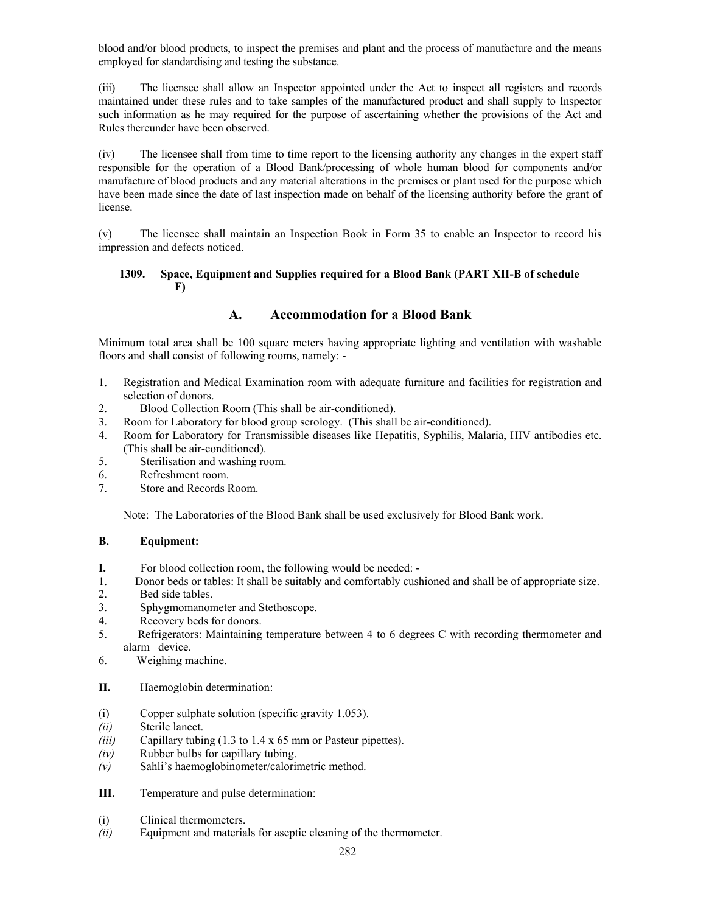blood and/or blood products, to inspect the premises and plant and the process of manufacture and the means employed for standardising and testing the substance.

(iii) The licensee shall allow an Inspector appointed under the Act to inspect all registers and records maintained under these rules and to take samples of the manufactured product and shall supply to Inspector such information as he may required for the purpose of ascertaining whether the provisions of the Act and Rules thereunder have been observed.

(iv) The licensee shall from time to time report to the licensing authority any changes in the expert staff responsible for the operation of a Blood Bank/processing of whole human blood for components and/or manufacture of blood products and any material alterations in the premises or plant used for the purpose which have been made since the date of last inspection made on behalf of the licensing authority before the grant of license.

(v) The licensee shall maintain an Inspection Book in Form 35 to enable an Inspector to record his impression and defects noticed.

**1309. Space, Equipment and Supplies required for a Blood Bank (PART XII-B of schedule F)**

## A. Accommodation for a Blood Bank

Minimum total area shall be 100 square meters having appropriate lighting and ventilation with washable floors and shall consist of following rooms, namely: -

1. Registration and Medical Examination room with adequate furniture and facilities for registration and selection of donors.
2. Blood Collection Room (This shall be air-conditioned).
3. Room for Laboratory for blood group serology. (This shall be air-conditioned).
4. Room for Laboratory for Transmissible diseases like Hepatitis, Syphilis, Malaria, HIV antibodies etc. (This shall be air-conditioned).
5. Sterilisation and washing room.
6. Refreshment room.
7. Store and Records Room.

Note: The Laboratories of the Blood Bank shall be used exclusively for Blood Bank work.

**B. Equipment:**

**I.** For blood collection room, the following would be needed: -

1. Donor beds or tables: It shall be suitably and comfortably cushioned and shall be of appropriate size.
2. Bed side tables.
3. Sphygmomanometer and Stethoscope.
4. Recovery beds for donors.
5. Refrigerators: Maintaining temperature between 4 to 6 degrees C with recording thermometer and alarm device.
6. Weighing machine.

**II.** Haemoglobin determination:

(i) Copper sulphate solution (specific gravity 1.053).
*(ii)* Sterile lancet.
*(iii)* Capillary tubing (1.3 to 1.4 x 65 mm or Pasteur pipettes).
*(iv)* Rubber bulbs for capillary tubing.
*(v)* Sahli's haemoglobinometer/calorimetric method.

**III.** Temperature and pulse determination:

(i) Clinical thermometers.
*(ii)* Equipment and materials for aseptic cleaning of the thermometer.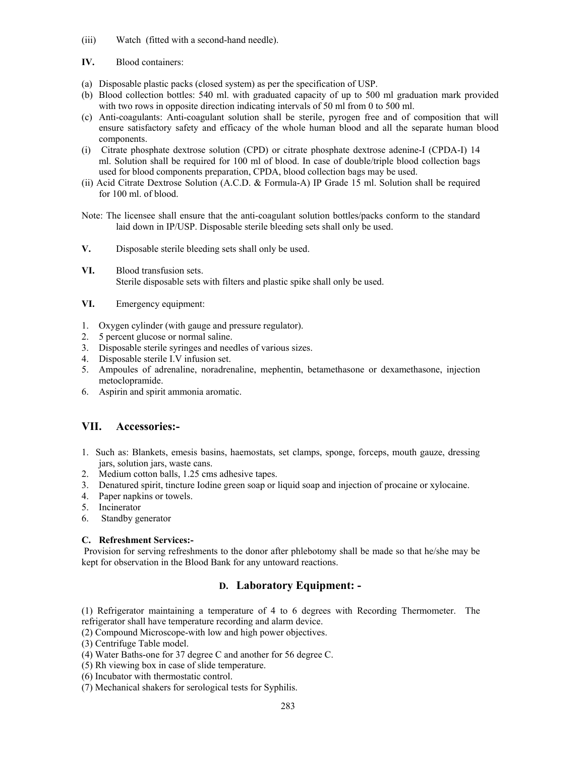(iii) Watch (fitted with a second-hand needle).

**IV.** Blood containers:

(a) Disposable plastic packs (closed system) as per the specification of USP.
(b) Blood collection bottles: 540 ml. with graduated capacity of up to 500 ml graduation mark provided with two rows in opposite direction indicating intervals of 50 ml from 0 to 500 ml.
(c) Anti-coagulants: Anti-coagulant solution shall be sterile, pyrogen free and of composition that will ensure satisfactory safety and efficacy of the whole human blood and all the separate human blood components.
(i) Citrate phosphate dextrose solution (CPD) or citrate phosphate dextrose adenine-I (CPDA-I) 14 ml. Solution shall be required for 100 ml of blood. In case of double/triple blood collection bags used for blood components preparation, CPDA, blood collection bags may be used.
(ii) Acid Citrate Dextrose Solution (A.C.D. & Formula-A) IP Grade 15 ml. Solution shall be required for 100 ml. of blood.

Note: The licensee shall ensure that the anti-coagulant solution bottles/packs conform to the standard laid down in IP/USP. Disposable sterile bleeding sets shall only be used.

**V.** Disposable sterile bleeding sets shall only be used.

**VI.** Blood transfusion sets.
Sterile disposable sets with filters and plastic spike shall only be used.

**VI.** Emergency equipment:

1. Oxygen cylinder (with gauge and pressure regulator).
2. 5 percent glucose or normal saline.
3. Disposable sterile syringes and needles of various sizes.
4. Disposable sterile I.V infusion set.
5. Ampoules of adrenaline, noradrenaline, mephentin, betamethasone or dexamethasone, injection metoclopramide.
6. Aspirin and spirit ammonia aromatic.

## VII. Accessories:-

1. Such as: Blankets, emesis basins, haemostats, set clamps, sponge, forceps, mouth gauze, dressing jars, solution jars, waste cans.
2. Medium cotton balls, 1.25 cms adhesive tapes.
3. Denatured spirit, tincture Iodine green soap or liquid soap and injection of procaine or xylocaine.
4. Paper napkins or towels.
5. Incinerator
6. Standby generator

**C. Refreshment Services:-**

Provision for serving refreshments to the donor after phlebotomy shall be made so that he/she may be kept for observation in the Blood Bank for any untoward reactions.

## D. Laboratory Equipment: -

(1) Refrigerator maintaining a temperature of 4 to 6 degrees with Recording Thermometer. The refrigerator shall have temperature recording and alarm device.
(2) Compound Microscope-with low and high power objectives.
(3) Centrifuge Table model.
(4) Water Baths-one for 37 degree C and another for 56 degree C.
(5) Rh viewing box in case of slide temperature.
(6) Incubator with thermostatic control.
(7) Mechanical shakers for serological tests for Syphilis.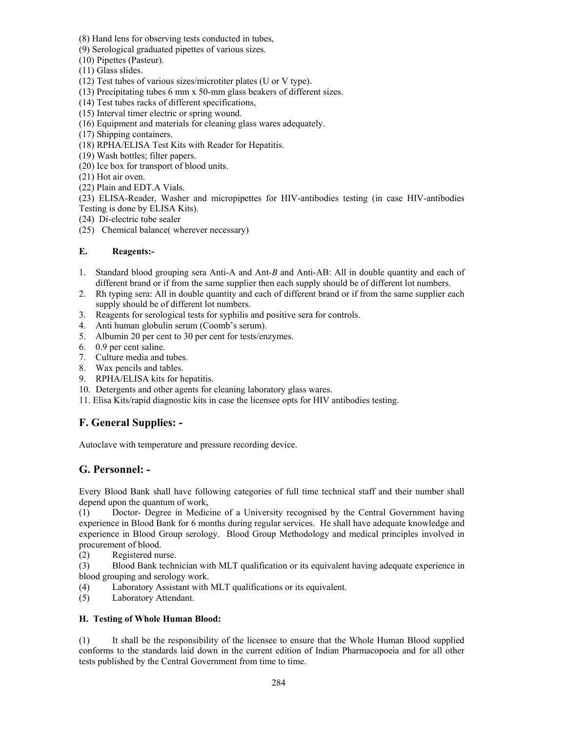(8) Hand lens for observing tests conducted in tubes,

(9) Serological graduated pipettes of various sizes.

(10) Pipettes (Pasteur).

(11) Glass slides.

(12) Test tubes of various sizes/microtiter plates (U or V type).

(13) Precipitating tubes 6 mm x 50-mm glass beakers of different sizes.

(14) Test tubes racks of different specifications,

(15) Interval timer electric or spring wound.

(16) Equipment and materials for cleaning glass wares adequately.

(17) Shipping containers.

(18) RPHA/ELISA Test Kits with Reader for Hepatitis.

(19) Wash bottles; filter papers.

(20) Ice box for transport of blood units.

(21) Hot air oven.

(22) Plain and EDT.A Vials.

(23) ELISA-Reader, Washer and micropipettes for HIV-antibodies testing (in case HIV-antibodies Testing is done by ELISA Kits).

(24) Di-electric tube sealer

(25) Chemical balance( wherever necessary)

**E. Reagents:-**

1. Standard blood grouping sera Anti-A and Ant-*B* and Anti-AB: All in double quantity and each of different brand or if from the same supplier then each supply should be of different lot numbers.
2. Rh typing sera: All in double quantity and each of different brand or if from the same supplier each supply should be of different lot numbers.
3. Reagents for serological tests for syphilis and positive sera for controls.
4. Anti human globulin serum (Coomb's serum).
5. Albumin 20 per cent to 30 per cent for tests/enzymes.
6. 0.9 per cent saline.
7. Culture media and tubes.
8. Wax pencils and tables.
9. RPHA/ELISA kits for hepatitis.
10. Detergents and other agents for cleaning laboratory glass wares.
11. Elisa Kits/rapid diagnostic kits in case the licensee opts for HIV antibodies testing.

## F. General Supplies: -

Autoclave with temperature and pressure recording device.

## G. Personnel: -

Every Blood Bank shall have following categories of full time technical staff and their number shall depend upon the quantum of work,

(1) Doctor- Degree in Medicine of a University recognised by the Central Government having experience in Blood Bank for 6 months during regular services. He shall have adequate knowledge and experience in Blood Group serology. Blood Group Methodology and medical principles involved in procurement of blood.

(2) Registered nurse.

(3) Blood Bank technician with MLT qualification or its equivalent having adequate experience in blood grouping and serology work.

(4) Laboratory Assistant with MLT qualifications or its equivalent.

(5) Laboratory Attendant.

**H. Testing of Whole Human Blood:**

(1) It shall be the responsibility of the licensee to ensure that the Whole Human Blood supplied conforms to the standards laid down in the current edition of Indian Pharmacopoeia and for all other tests published by the Central Government from time to time.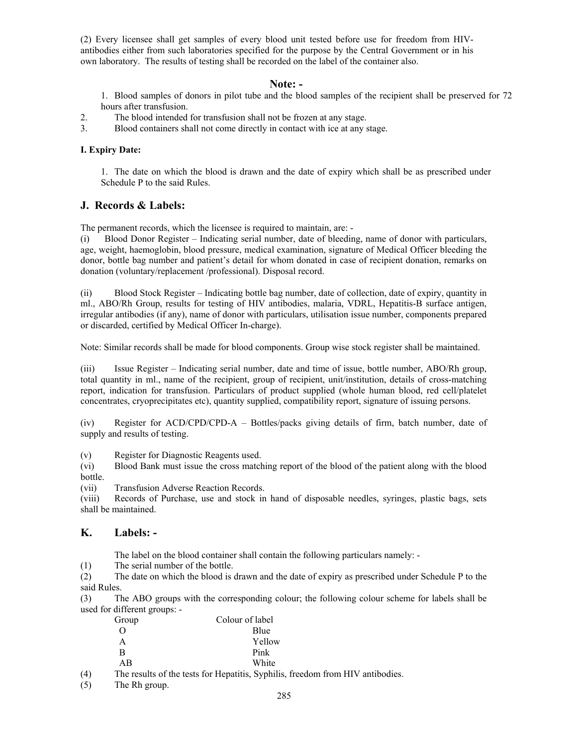(2) Every licensee shall get samples of every blood unit tested before use for freedom from HIV-antibodies either from such laboratories specified for the purpose by the Central Government or in his own laboratory. The results of testing shall be recorded on the label of the container also.

### Note: -

1. Blood samples of donors in pilot tube and the blood samples of the recipient shall be preserved for 72 hours after transfusion.
2. The blood intended for transfusion shall not be frozen at any stage.
3. Blood containers shall not come directly in contact with ice at any stage.

**I. Expiry Date:**

1. The date on which the blood is drawn and the date of expiry which shall be as prescribed under Schedule P to the said Rules.

## J. Records & Labels:

The permanent records, which the licensee is required to maintain, are: -

(i) Blood Donor Register – Indicating serial number, date of bleeding, name of donor with particulars, age, weight, haemoglobin, blood pressure, medical examination, signature of Medical Officer bleeding the donor, bottle bag number and patient's detail for whom donated in case of recipient donation, remarks on donation (voluntary/replacement /professional). Disposal record.

(ii) Blood Stock Register – Indicating bottle bag number, date of collection, date of expiry, quantity in ml., ABO/Rh Group, results for testing of HIV antibodies, malaria, VDRL, Hepatitis-B surface antigen, irregular antibodies (if any), name of donor with particulars, utilisation issue number, components prepared or discarded, certified by Medical Officer In-charge).

Note: Similar records shall be made for blood components. Group wise stock register shall be maintained.

(iii) Issue Register – Indicating serial number, date and time of issue, bottle number, ABO/Rh group, total quantity in ml., name of the recipient, group of recipient, unit/institution, details of cross-matching report, indication for transfusion. Particulars of product supplied (whole human blood, red cell/platelet concentrates, cryoprecipitates etc), quantity supplied, compatibility report, signature of issuing persons.

(iv) Register for ACD/CPD/CPD-A – Bottles/packs giving details of firm, batch number, date of supply and results of testing.

(v) Register for Diagnostic Reagents used.

(vi) Blood Bank must issue the cross matching report of the blood of the patient along with the blood bottle.

(vii) Transfusion Adverse Reaction Records.

(viii) Records of Purchase, use and stock in hand of disposable needles, syringes, plastic bags, sets shall be maintained.

## K. Labels: -

The label on the blood container shall contain the following particulars namely: -

(1) The serial number of the bottle.

(2) The date on which the blood is drawn and the date of expiry as prescribed under Schedule P to the said Rules.

(3) The ABO groups with the corresponding colour; the following colour scheme for labels shall be used for different groups: -

| Group | Colour of label |
|---|---|
| O | Blue |
| A | Yellow |
| B | Pink |
| AB | White |

(4) The results of the tests for Hepatitis, Syphilis, freedom from HIV antibodies.

(5) The Rh group.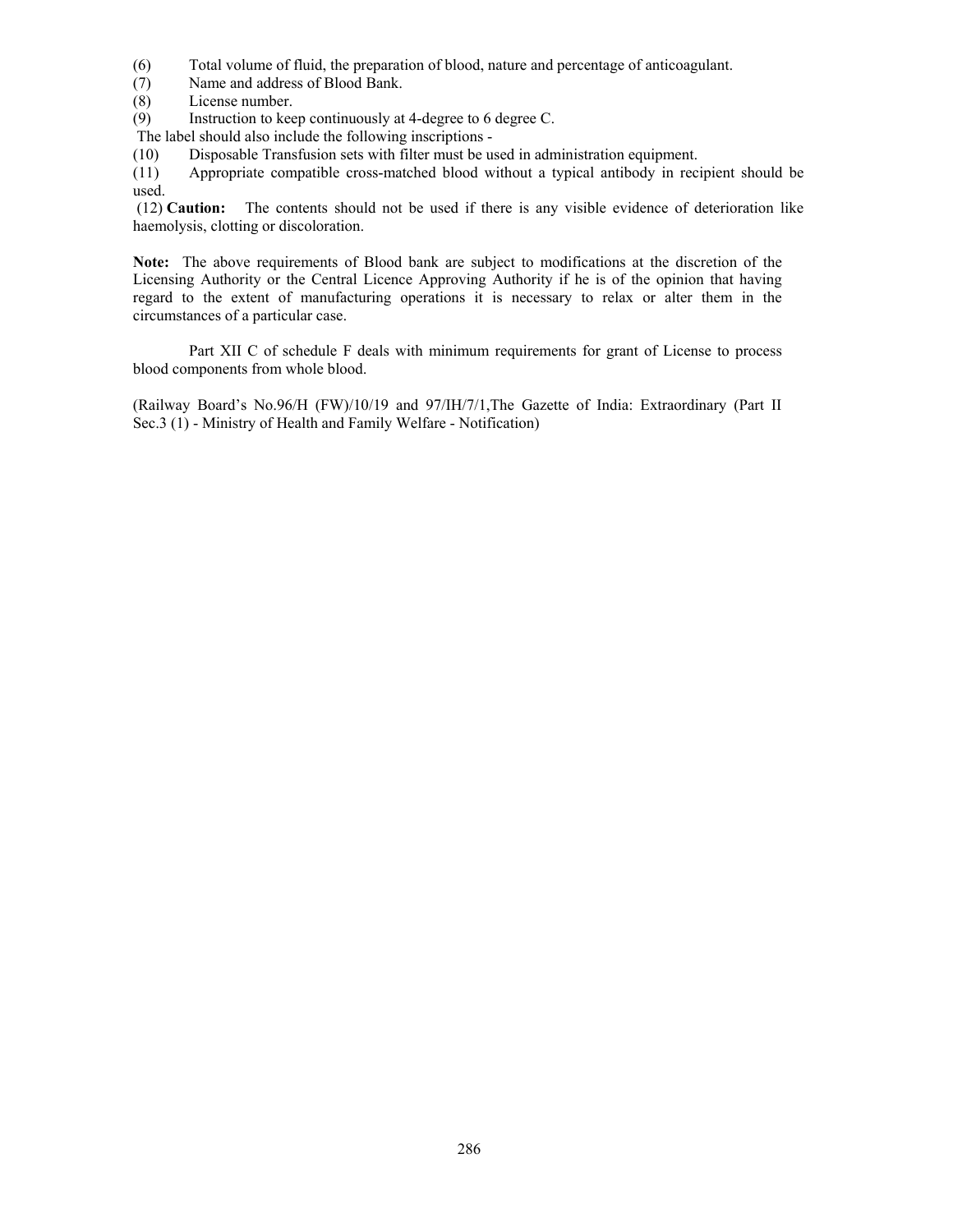(6) Total volume of fluid, the preparation of blood, nature and percentage of anticoagulant.

(7) Name and address of Blood Bank.

(8) License number.

(9) Instruction to keep continuously at 4-degree to 6 degree C.

The label should also include the following inscriptions -

(10) Disposable Transfusion sets with filter must be used in administration equipment.

(11) Appropriate compatible cross-matched blood without a typical antibody in recipient should be used.

(12) **Caution:** The contents should not be used if there is any visible evidence of deterioration like haemolysis, clotting or discoloration.

**Note:** The above requirements of Blood bank are subject to modifications at the discretion of the Licensing Authority or the Central Licence Approving Authority if he is of the opinion that having regard to the extent of manufacturing operations it is necessary to relax or alter them in the circumstances of a particular case.

Part XII C of schedule F deals with minimum requirements for grant of License to process blood components from whole blood.

(Railway Board's No.96/H (FW)/10/19 and 97/IH/7/1,The Gazette of India: Extraordinary (Part II Sec.3 (1) - Ministry of Health and Family Welfare - Notification)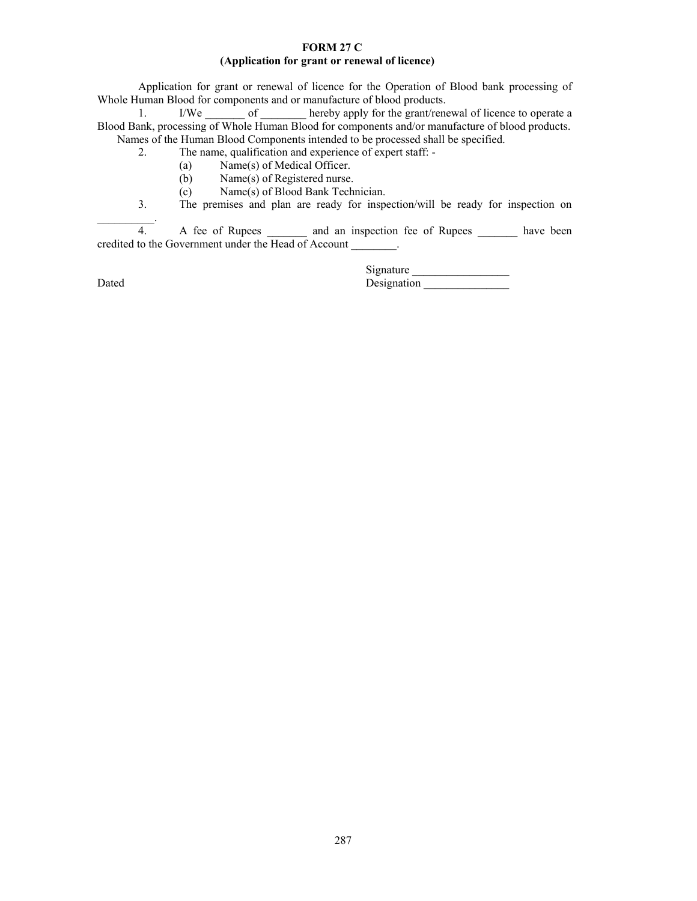# FORM 27 C

## (Application for grant or renewal of licence)

Application for grant or renewal of licence for the Operation of Blood bank processing of Whole Human Blood for components and or manufacture of blood products.

1. I/We _______ of ________ hereby apply for the grant/renewal of licence to operate a Blood Bank, processing of Whole Human Blood for components and/or manufacture of blood products.

   Names of the Human Blood Components intended to be processed shall be specified.

2. The name, qualification and experience of expert staff: -
   - (a) Name(s) of Medical Officer.
   - (b) Name(s) of Registered nurse.
   - (c) Name(s) of Blood Bank Technician.

3. The premises and plan are ready for inspection/will be ready for inspection on __________.

4. A fee of Rupees _______ and an inspection fee of Rupees _______ have been credited to the Government under the Head of Account ________.

Signature _________________

Dated

Designation _______________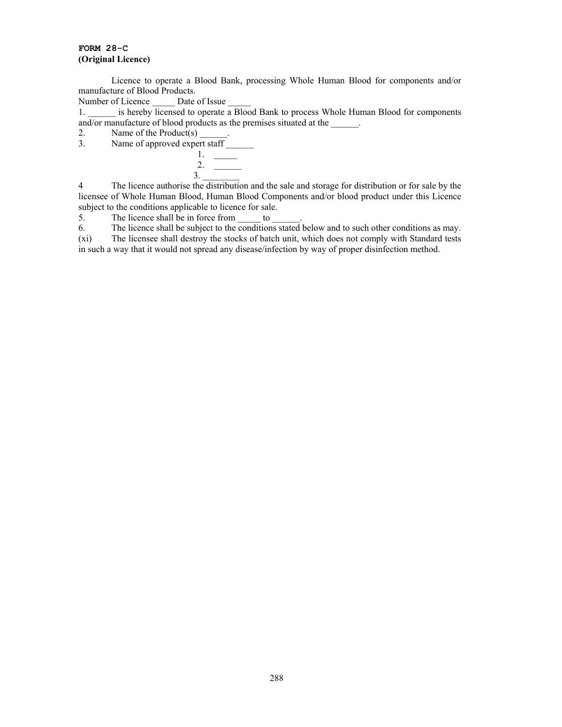**FORM 28-C**
**(Original Licence)**

Licence to operate a Blood Bank, processing Whole Human Blood for components and/or manufacture of Blood Products.

Number of Licence _____ Date of Issue _____

1. ______ is hereby licensed to operate a Blood Bank to process Whole Human Blood for components and/or manufacture of blood products as the premises situated at the ______.
2. Name of the Product(s) ______.
3. Name of approved expert staff ______
    1. _____
    2. ______
    3. ________
4. The licence authorise the distribution and the sale and storage for distribution or for sale by the licensee of Whole Human Blood, Human Blood Components and/or blood product under this Licence subject to the conditions applicable to licence for sale.
5. The licence shall be in force from _____ to ______.
6. The licence shall be subject to the conditions stated below and to such other conditions as may.

(xi) The licensee shall destroy the stocks of batch unit, which does not comply with Standard tests in such a way that it would not spread any disease/infection by way of proper disinfection method.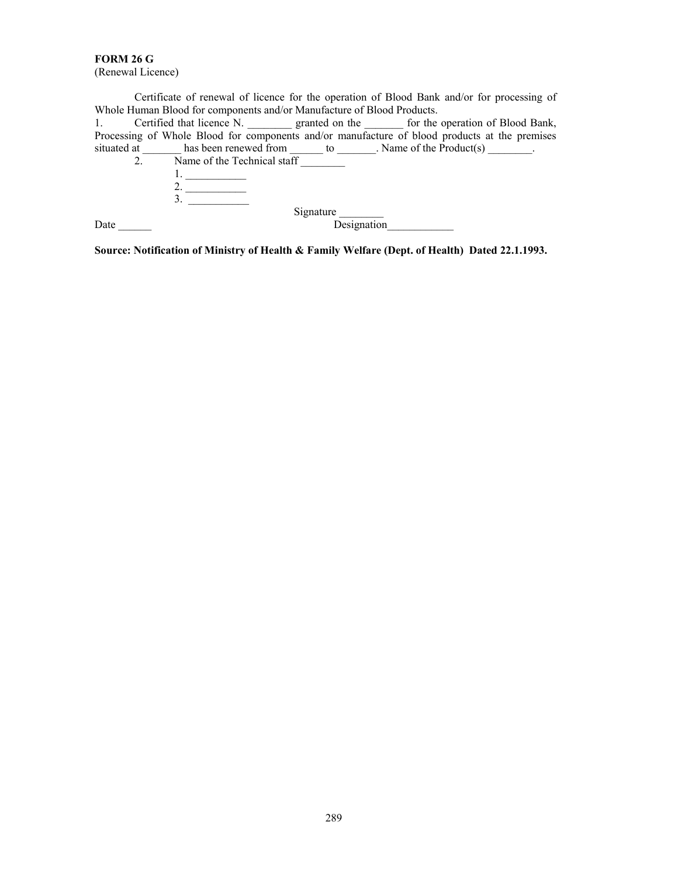**FORM 26 G**

(Renewal Licence)

Certificate of renewal of licence for the operation of Blood Bank and/or for processing of Whole Human Blood for components and/or Manufacture of Blood Products.

1. Certified that licence N. ________ granted on the _______ for the operation of Blood Bank, Processing of Whole Blood for components and/or manufacture of blood products at the premises situated at _______ has been renewed from ______ to _______. Name of the Product(s) ________.

2. Name of the Technical staff ________

   1. ___________
   2. ___________
   3. ___________

Signature ________

Date ______ Designation____________

**Source: Notification of Ministry of Health & Family Welfare (Dept. of Health) Dated 22.1.1993.**